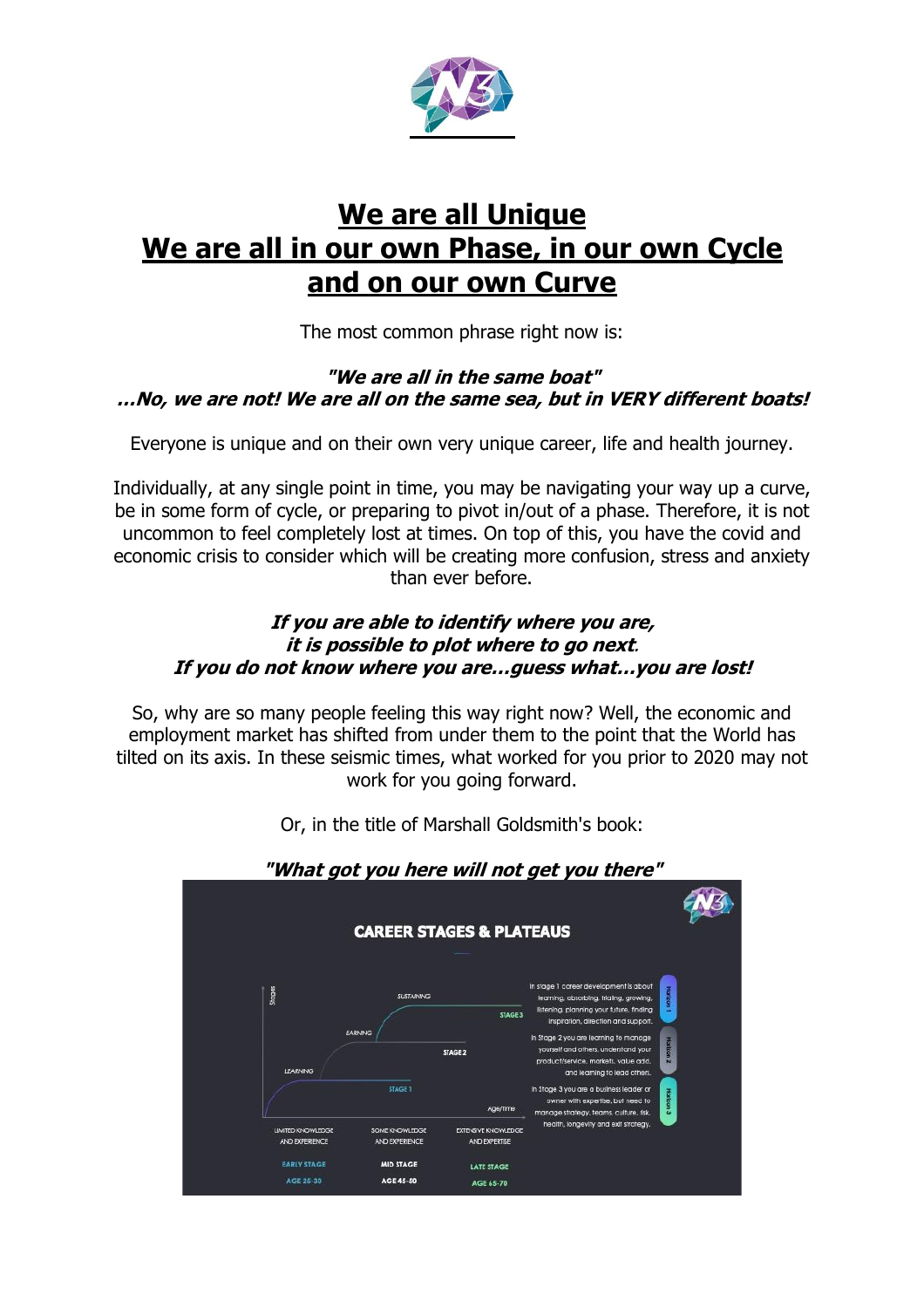# We are all Unique
# We are all in our own Phase, in our own Cycle and on our own Curve

The most common phrase right now is:

***"We are all in the same boat"***
***...No, we are not! We are all on the same sea, but in VERY different boats!***

Everyone is unique and on their own very unique career, life and health journey.

Individually, at any single point in time, you may be navigating your way up a curve, be in some form of cycle, or preparing to pivot in/out of a phase. Therefore, it is not uncommon to feel completely lost at times. On top of this, you have the covid and economic crisis to consider which will be creating more confusion, stress and anxiety than ever before.

***If you are able to identify where you are, it is possible to plot where to go next.***
***If you do not know where you are...guess what...you are lost!***

So, why are so many people feeling this way right now? Well, the economic and employment market has shifted from under them to the point that the World has tilted on its axis. In these seismic times, what worked for you prior to 2020 may not work for you going forward.

Or, in the title of Marshall Goldsmith's book:

***"What got you here will not get you there"***

**CAREER STAGES & PLATEAUS**

Stages: LEARNING → STAGE 1; EARNING → STAGE 2; SUSTAINING → STAGE 3 (Age/Time)

| LIMITED KNOWLEDGE AND EXPERIENCE | SOME KNOWLEDGE AND EXPERIENCE | EXTENSIVE KNOWLEDGE AND EXPERTISE |
| --- | --- | --- |
| EARLY STAGE | MID STAGE | LATE STAGE |
| AGE 25-30 | AGE 45-50 | AGE 65-70 |

Horizon 1: In stage 1 career development is about learning, absorbing, trialing, growing, listening, planning your future, finding inspiration, direction and support.

Horizon 2: In Stage 2 you are learning to manage yourself and others, understand your product/service, markets, value add, and learning to lead others.

Horizon 3: In Stage 3 you are a business leader or owner with expertise, but need to manage strategy, teams, culture, risk, health, longevity and exit strategy.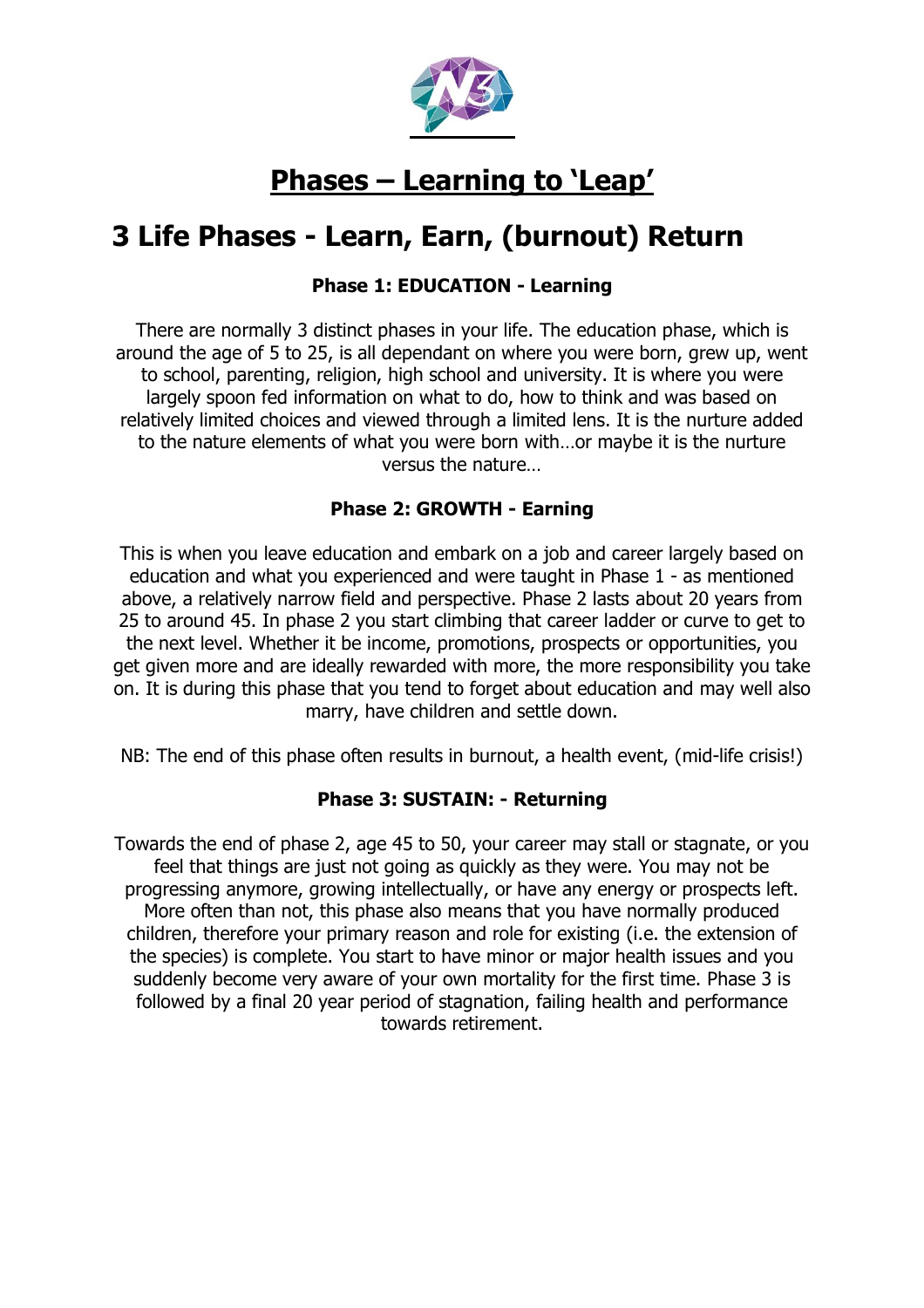# Phases – Learning to 'Leap'

## 3 Life Phases - Learn, Earn, (burnout) Return

### Phase 1: EDUCATION - Learning

There are normally 3 distinct phases in your life. The education phase, which is around the age of 5 to 25, is all dependant on where you were born, grew up, went to school, parenting, religion, high school and university. It is where you were largely spoon fed information on what to do, how to think and was based on relatively limited choices and viewed through a limited lens. It is the nurture added to the nature elements of what you were born with…or maybe it is the nurture versus the nature…

### Phase 2: GROWTH - Earning

This is when you leave education and embark on a job and career largely based on education and what you experienced and were taught in Phase 1 - as mentioned above, a relatively narrow field and perspective. Phase 2 lasts about 20 years from 25 to around 45. In phase 2 you start climbing that career ladder or curve to get to the next level. Whether it be income, promotions, prospects or opportunities, you get given more and are ideally rewarded with more, the more responsibility you take on. It is during this phase that you tend to forget about education and may well also marry, have children and settle down.

NB: The end of this phase often results in burnout, a health event, (mid-life crisis!)

### Phase 3: SUSTAIN: - Returning

Towards the end of phase 2, age 45 to 50, your career may stall or stagnate, or you feel that things are just not going as quickly as they were. You may not be progressing anymore, growing intellectually, or have any energy or prospects left. More often than not, this phase also means that you have normally produced children, therefore your primary reason and role for existing (i.e. the extension of the species) is complete. You start to have minor or major health issues and you suddenly become very aware of your own mortality for the first time. Phase 3 is followed by a final 20 year period of stagnation, failing health and performance towards retirement.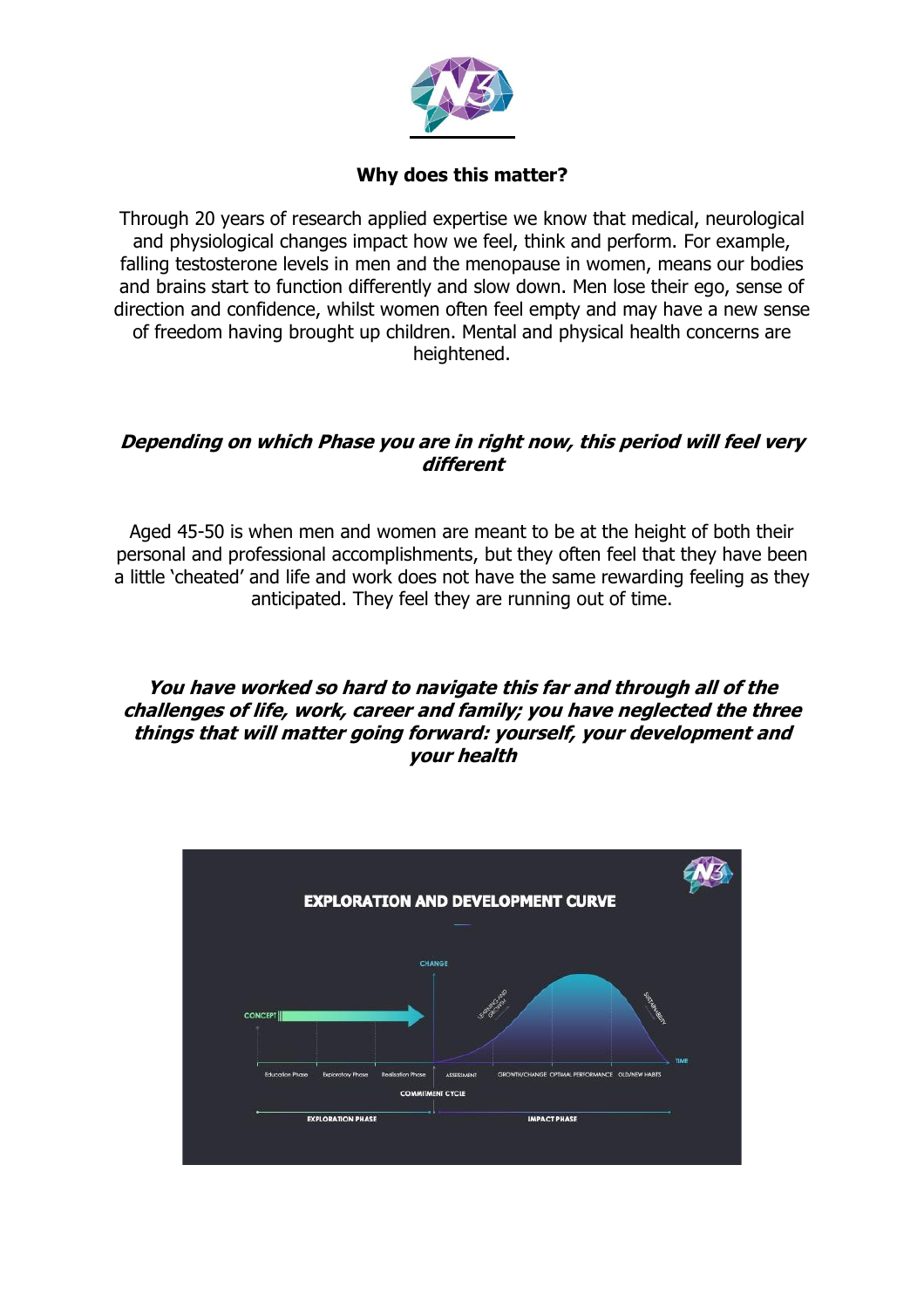## Why does this matter?

Through 20 years of research applied expertise we know that medical, neurological and physiological changes impact how we feel, think and perform. For example, falling testosterone levels in men and the menopause in women, means our bodies and brains start to function differently and slow down. Men lose their ego, sense of direction and confidence, whilst women often feel empty and may have a new sense of freedom having brought up children. Mental and physical health concerns are heightened.

***Depending on which Phase you are in right now, this period will feel very different***

Aged 45-50 is when men and women are meant to be at the height of both their personal and professional accomplishments, but they often feel that they have been a little 'cheated' and life and work does not have the same rewarding feeling as they anticipated. They feel they are running out of time.

***You have worked so hard to navigate this far and through all of the challenges of life, work, career and family; you have neglected the three things that will matter going forward: yourself, your development and your health***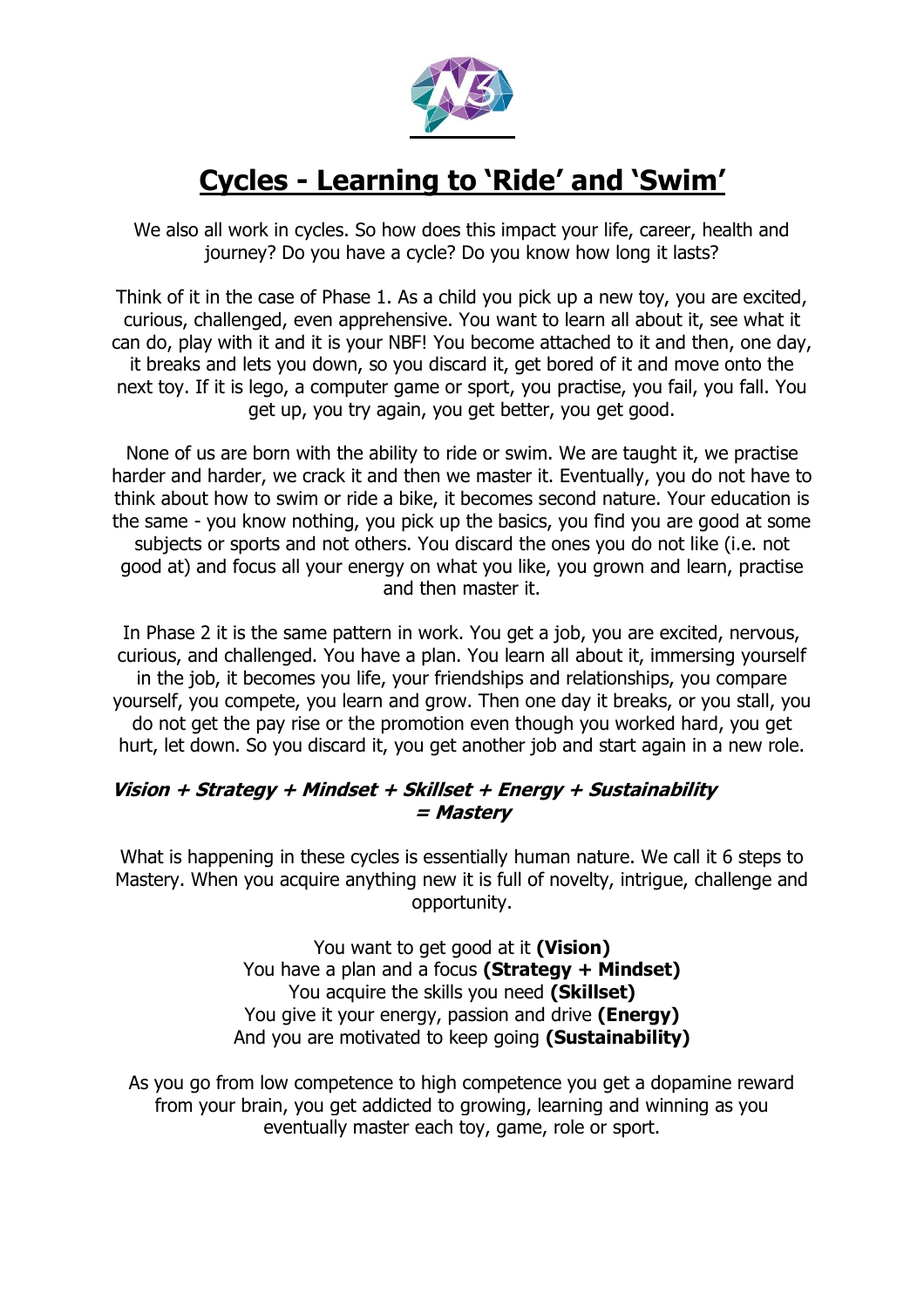# Cycles - Learning to 'Ride' and 'Swim'

We also all work in cycles. So how does this impact your life, career, health and journey? Do you have a cycle? Do you know how long it lasts?

Think of it in the case of Phase 1. As a child you pick up a new toy, you are excited, curious, challenged, even apprehensive. You want to learn all about it, see what it can do, play with it and it is your NBF! You become attached to it and then, one day, it breaks and lets you down, so you discard it, get bored of it and move onto the next toy. If it is lego, a computer game or sport, you practise, you fail, you fall. You get up, you try again, you get better, you get good.

None of us are born with the ability to ride or swim. We are taught it, we practise harder and harder, we crack it and then we master it. Eventually, you do not have to think about how to swim or ride a bike, it becomes second nature. Your education is the same - you know nothing, you pick up the basics, you find you are good at some subjects or sports and not others. You discard the ones you do not like (i.e. not good at) and focus all your energy on what you like, you grown and learn, practise and then master it.

In Phase 2 it is the same pattern in work. You get a job, you are excited, nervous, curious, and challenged. You have a plan. You learn all about it, immersing yourself in the job, it becomes you life, your friendships and relationships, you compare yourself, you compete, you learn and grow. Then one day it breaks, or you stall, you do not get the pay rise or the promotion even though you worked hard, you get hurt, let down. So you discard it, you get another job and start again in a new role.

***Vision + Strategy + Mindset + Skillset + Energy + Sustainability = Mastery***

What is happening in these cycles is essentially human nature. We call it 6 steps to Mastery. When you acquire anything new it is full of novelty, intrigue, challenge and opportunity.

You want to get good at it **(Vision)**
You have a plan and a focus **(Strategy + Mindset)**
You acquire the skills you need **(Skillset)**
You give it your energy, passion and drive **(Energy)**
And you are motivated to keep going **(Sustainability)**

As you go from low competence to high competence you get a dopamine reward from your brain, you get addicted to growing, learning and winning as you eventually master each toy, game, role or sport.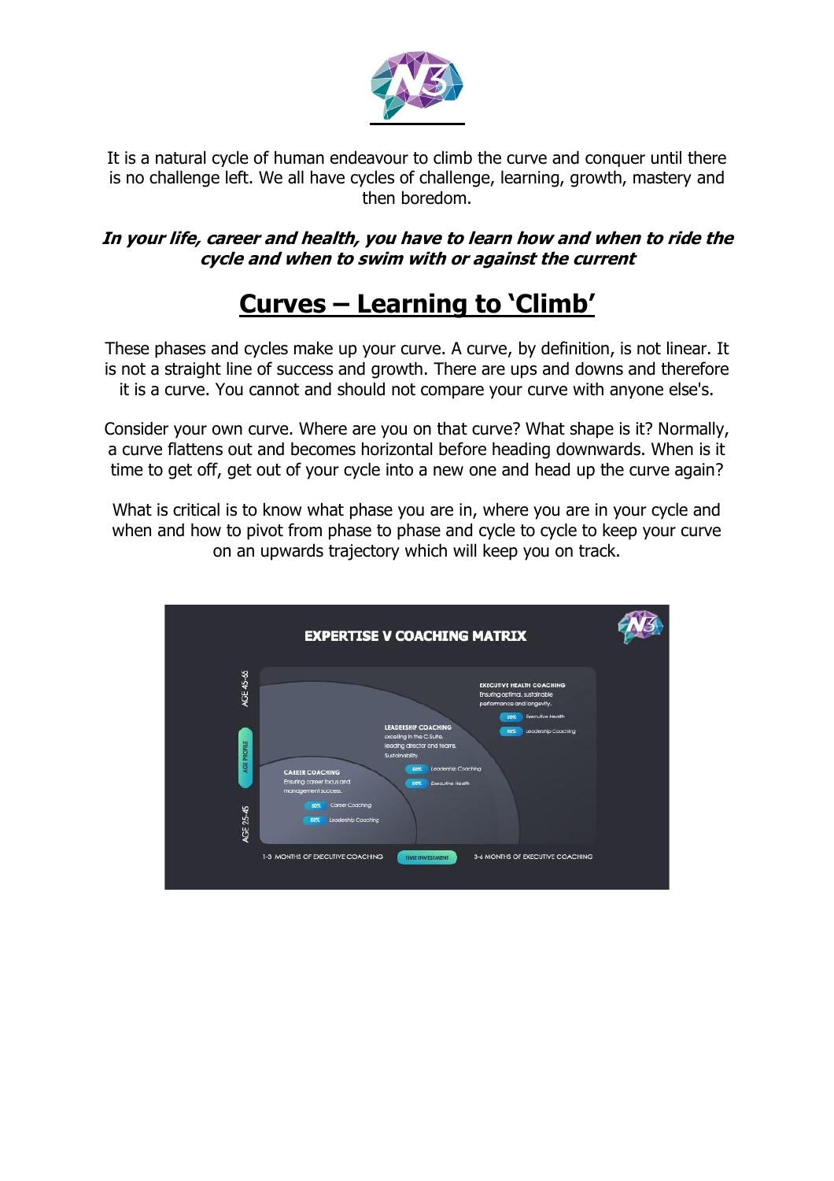It is a natural cycle of human endeavour to climb the curve and conquer until there is no challenge left. We all have cycles of challenge, learning, growth, mastery and then boredom.

***In your life, career and health, you have to learn how and when to ride the cycle and when to swim with or against the current***

# <u>Curves – Learning to 'Climb'</u>

These phases and cycles make up your curve. A curve, by definition, is not linear. It is not a straight line of success and growth. There are ups and downs and therefore it is a curve. You cannot and should not compare your curve with anyone else's.

Consider your own curve. Where are you on that curve? What shape is it? Normally, a curve flattens out and becomes horizontal before heading downwards. When is it time to get off, get out of your cycle into a new one and head up the curve again?

What is critical is to know what phase you are in, where you are in your cycle and when and how to pivot from phase to phase and cycle to cycle to keep your curve on an upwards trajectory which will keep you on track.

**EXPERTISE V COACHING MATRIX**

AGE PROFILE: AGE 25-45 / AGE 45-65

**CAREER COACHING**
Ensuring career focus and management success.
- 50% Career Coaching
- 50% Leadership Coaching

**LEADERSHIP COACHING**
excelling in the C-Suite, leading director and teams. Sustainability
- 40% Leadership Coaching
- 60% Executive Health

**EXECUTIVE HEALTH COACHING**
Ensuring optimal, sustainable performance and longevity.
- 50% Executive Health
- 50% Leadership Coaching

TIME INVESTMENT: 1-3 MONTHS OF EXECUTIVE COACHING / 3-6 MONTHS OF EXECUTIVE COACHING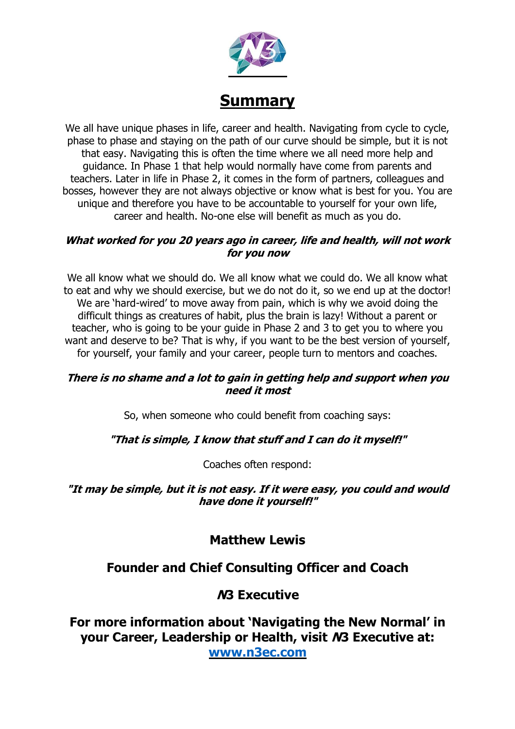# Summary

We all have unique phases in life, career and health. Navigating from cycle to cycle, phase to phase and staying on the path of our curve should be simple, but it is not that easy. Navigating this is often the time where we all need more help and guidance. In Phase 1 that help would normally have come from parents and teachers. Later in life in Phase 2, it comes in the form of partners, colleagues and bosses, however they are not always objective or know what is best for you. You are unique and therefore you have to be accountable to yourself for your own life, career and health. No-one else will benefit as much as you do.

***What worked for you 20 years ago in career, life and health, will not work for you now***

We all know what we should do. We all know what we could do. We all know what to eat and why we should exercise, but we do not do it, so we end up at the doctor! We are 'hard-wired' to move away from pain, which is why we avoid doing the difficult things as creatures of habit, plus the brain is lazy! Without a parent or teacher, who is going to be your guide in Phase 2 and 3 to get you to where you want and deserve to be? That is why, if you want to be the best version of yourself, for yourself, your family and your career, people turn to mentors and coaches.

***There is no shame and a lot to gain in getting help and support when you need it most***

So, when someone who could benefit from coaching says:

***"That is simple, I know that stuff and I can do it myself!"***

Coaches often respond:

***"It may be simple, but it is not easy. If it were easy, you could and would have done it yourself!"***

**Matthew Lewis**

**Founder and Chief Consulting Officer and Coach**

***N*3 Executive**

**For more information about 'Navigating the New Normal' in your Career, Leadership or Health, visit *N*3 Executive at: [www.n3ec.com](http://www.n3ec.com)**